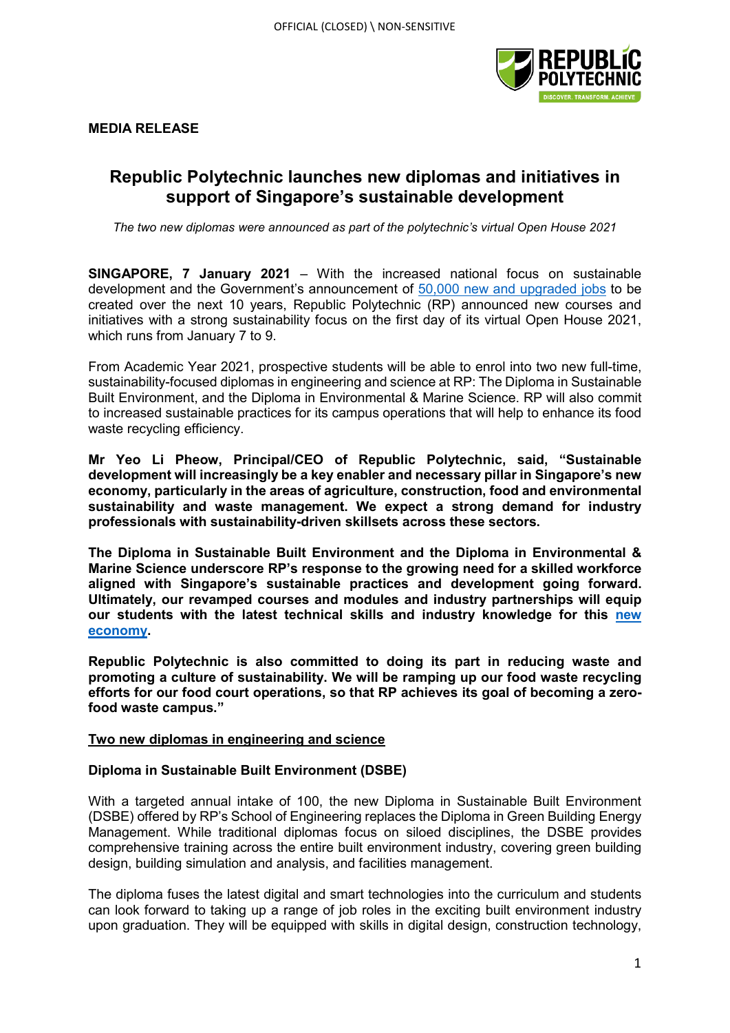**MEDIA RELEASE**

# Republic Polytechnic launches new diplomas and initiatives in support of Singapore's sustainable development

*The two new diplomas were announced as part of the polytechnic's virtual Open House 2021*

**SINGAPORE, 7 January 2021** – With the increased national focus on sustainable development and the Government's announcement of 50,000 new and upgraded jobs to be created over the next 10 years, Republic Polytechnic (RP) announced new courses and initiatives with a strong sustainability focus on the first day of its virtual Open House 2021, which runs from January 7 to 9.

From Academic Year 2021, prospective students will be able to enrol into two new full-time, sustainability-focused diplomas in engineering and science at RP: The Diploma in Sustainable Built Environment, and the Diploma in Environmental & Marine Science. RP will also commit to increased sustainable practices for its campus operations that will help to enhance its food waste recycling efficiency.

**Mr Yeo Li Pheow, Principal/CEO of Republic Polytechnic, said, "Sustainable development will increasingly be a key enabler and necessary pillar in Singapore's new economy, particularly in the areas of agriculture, construction, food and environmental sustainability and waste management. We expect a strong demand for industry professionals with sustainability-driven skillsets across these sectors.**

**The Diploma in Sustainable Built Environment and the Diploma in Environmental & Marine Science underscore RP's response to the growing need for a skilled workforce aligned with Singapore's sustainable practices and development going forward. Ultimately, our revamped courses and modules and industry partnerships will equip our students with the latest technical skills and industry knowledge for this new economy.**

**Republic Polytechnic is also committed to doing its part in reducing waste and promoting a culture of sustainability. We will be ramping up our food waste recycling efforts for our food court operations, so that RP achieves its goal of becoming a zero-food waste campus."**

## Two new diplomas in engineering and science

### Diploma in Sustainable Built Environment (DSBE)

With a targeted annual intake of 100, the new Diploma in Sustainable Built Environment (DSBE) offered by RP's School of Engineering replaces the Diploma in Green Building Energy Management. While traditional diplomas focus on siloed disciplines, the DSBE provides comprehensive training across the entire built environment industry, covering green building design, building simulation and analysis, and facilities management.

The diploma fuses the latest digital and smart technologies into the curriculum and students can look forward to taking up a range of job roles in the exciting built environment industry upon graduation. They will be equipped with skills in digital design, construction technology,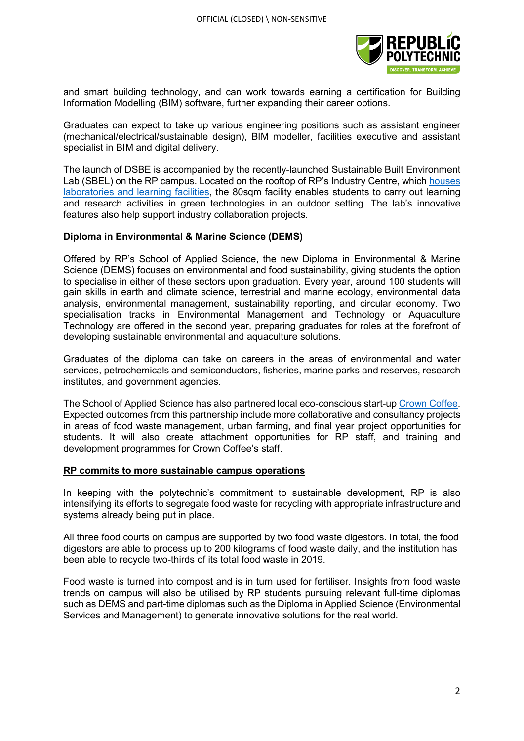and smart building technology, and can work towards earning a certification for Building Information Modelling (BIM) software, further expanding their career options.

Graduates can expect to take up various engineering positions such as assistant engineer (mechanical/electrical/sustainable design), BIM modeller, facilities executive and assistant specialist in BIM and digital delivery.

The launch of DSBE is accompanied by the recently-launched Sustainable Built Environment Lab (SBEL) on the RP campus. Located on the rooftop of RP's Industry Centre, which houses laboratories and learning facilities, the 80sqm facility enables students to carry out learning and research activities in green technologies in an outdoor setting. The lab's innovative features also help support industry collaboration projects.

**Diploma in Environmental & Marine Science (DEMS)**

Offered by RP's School of Applied Science, the new Diploma in Environmental & Marine Science (DEMS) focuses on environmental and food sustainability, giving students the option to specialise in either of these sectors upon graduation. Every year, around 100 students will gain skills in earth and climate science, terrestrial and marine ecology, environmental data analysis, environmental management, sustainability reporting, and circular economy. Two specialisation tracks in Environmental Management and Technology or Aquaculture Technology are offered in the second year, preparing graduates for roles at the forefront of developing sustainable environmental and aquaculture solutions.

Graduates of the diploma can take on careers in the areas of environmental and water services, petrochemicals and semiconductors, fisheries, marine parks and reserves, research institutes, and government agencies.

The School of Applied Science has also partnered local eco-conscious start-up Crown Coffee. Expected outcomes from this partnership include more collaborative and consultancy projects in areas of food waste management, urban farming, and final year project opportunities for students. It will also create attachment opportunities for RP staff, and training and development programmes for Crown Coffee's staff.

**RP commits to more sustainable campus operations**

In keeping with the polytechnic's commitment to sustainable development, RP is also intensifying its efforts to segregate food waste for recycling with appropriate infrastructure and systems already being put in place.

All three food courts on campus are supported by two food waste digestors. In total, the food digestors are able to process up to 200 kilograms of food waste daily, and the institution has been able to recycle two-thirds of its total food waste in 2019.

Food waste is turned into compost and is in turn used for fertiliser. Insights from food waste trends on campus will also be utilised by RP students pursuing relevant full-time diplomas such as DEMS and part-time diplomas such as the Diploma in Applied Science (Environmental Services and Management) to generate innovative solutions for the real world.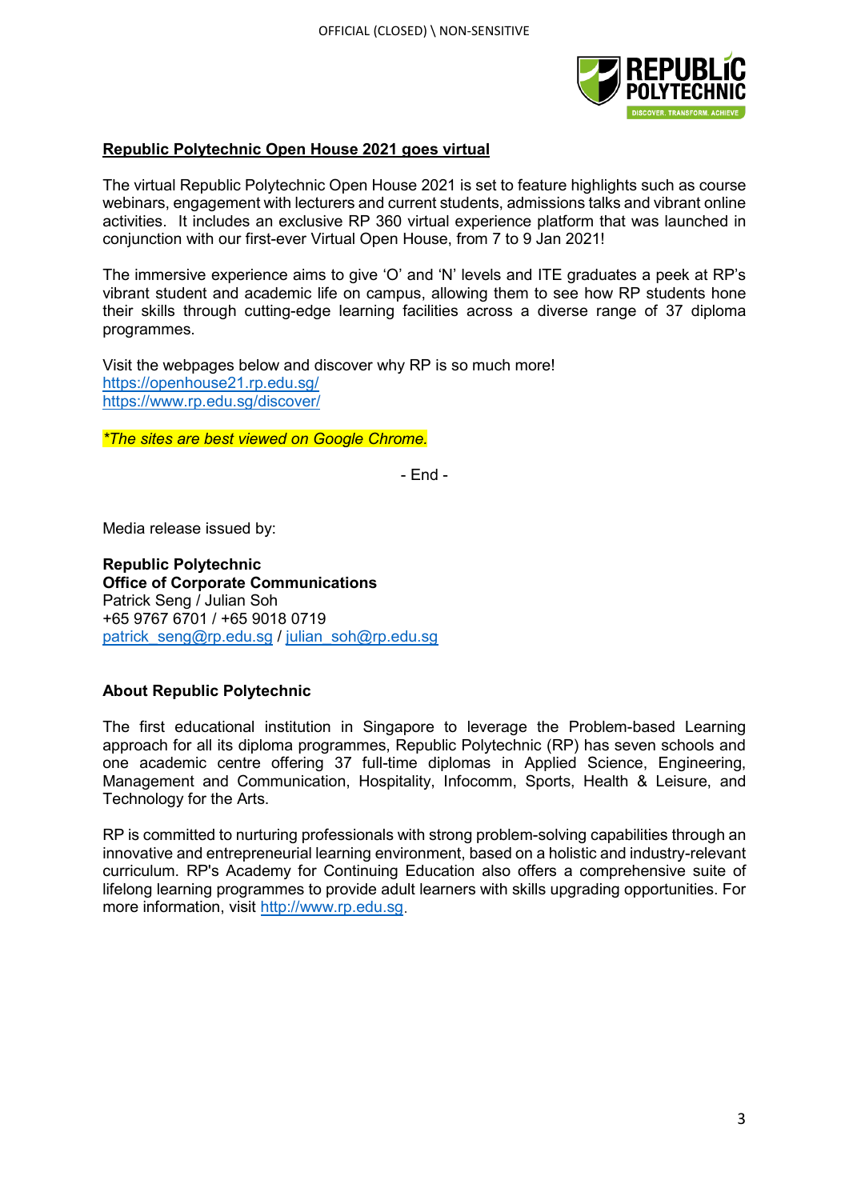**Republic Polytechnic Open House 2021 goes virtual**

The virtual Republic Polytechnic Open House 2021 is set to feature highlights such as course webinars, engagement with lecturers and current students, admissions talks and vibrant online activities. It includes an exclusive RP 360 virtual experience platform that was launched in conjunction with our first-ever Virtual Open House, from 7 to 9 Jan 2021!

The immersive experience aims to give 'O' and 'N' levels and ITE graduates a peek at RP's vibrant student and academic life on campus, allowing them to see how RP students hone their skills through cutting-edge learning facilities across a diverse range of 37 diploma programmes.

Visit the webpages below and discover why RP is so much more!
https://openhouse21.rp.edu.sg/
https://www.rp.edu.sg/discover/

*\*The sites are best viewed on Google Chrome.*

- End -

Media release issued by:

**Republic Polytechnic**
**Office of Corporate Communications**
Patrick Seng / Julian Soh
+65 9767 6701 / +65 9018 0719
patrick_seng@rp.edu.sg / julian_soh@rp.edu.sg

**About Republic Polytechnic**

The first educational institution in Singapore to leverage the Problem-based Learning approach for all its diploma programmes, Republic Polytechnic (RP) has seven schools and one academic centre offering 37 full-time diplomas in Applied Science, Engineering, Management and Communication, Hospitality, Infocomm, Sports, Health & Leisure, and Technology for the Arts.

RP is committed to nurturing professionals with strong problem-solving capabilities through an innovative and entrepreneurial learning environment, based on a holistic and industry-relevant curriculum. RP's Academy for Continuing Education also offers a comprehensive suite of lifelong learning programmes to provide adult learners with skills upgrading opportunities. For more information, visit http://www.rp.edu.sg.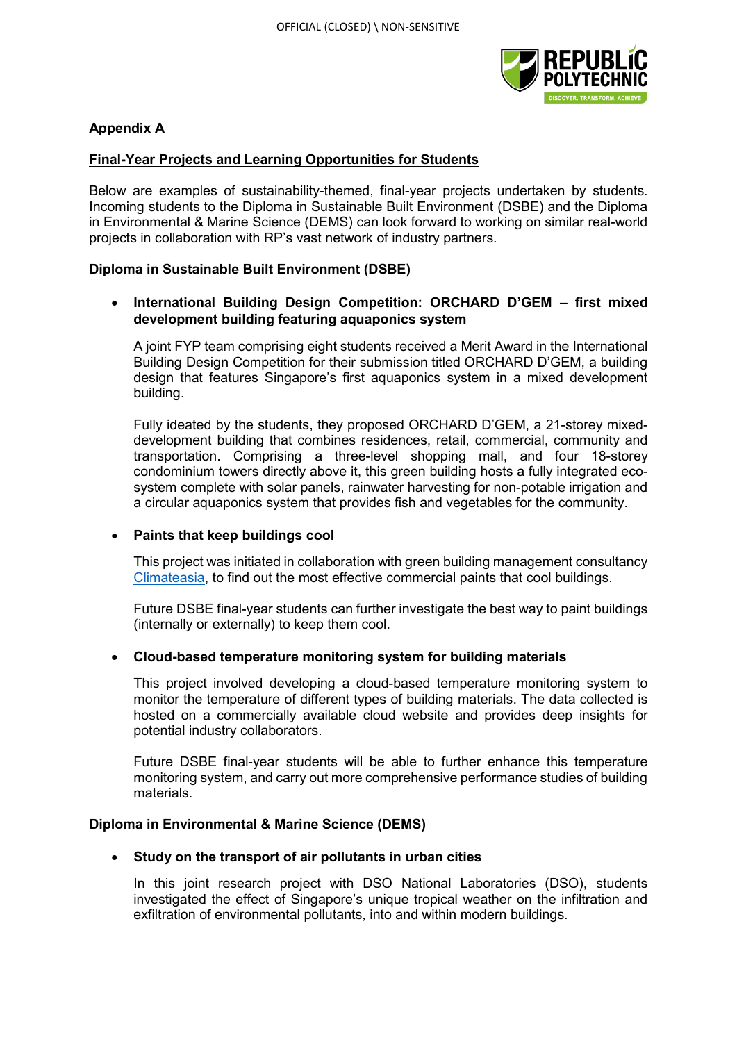**Appendix A**

**Final-Year Projects and Learning Opportunities for Students**

Below are examples of sustainability-themed, final-year projects undertaken by students. Incoming students to the Diploma in Sustainable Built Environment (DSBE) and the Diploma in Environmental & Marine Science (DEMS) can look forward to working on similar real-world projects in collaboration with RP's vast network of industry partners.

**Diploma in Sustainable Built Environment (DSBE)**

- **International Building Design Competition: ORCHARD D'GEM – first mixed development building featuring aquaponics system**

  A joint FYP team comprising eight students received a Merit Award in the International Building Design Competition for their submission titled ORCHARD D'GEM, a building design that features Singapore's first aquaponics system in a mixed development building.

  Fully ideated by the students, they proposed ORCHARD D'GEM, a 21-storey mixed-development building that combines residences, retail, commercial, community and transportation. Comprising a three-level shopping mall, and four 18-storey condominium towers directly above it, this green building hosts a fully integrated eco-system complete with solar panels, rainwater harvesting for non-potable irrigation and a circular aquaponics system that provides fish and vegetables for the community.

- **Paints that keep buildings cool**

  This project was initiated in collaboration with green building management consultancy Climateasia, to find out the most effective commercial paints that cool buildings.

  Future DSBE final-year students can further investigate the best way to paint buildings (internally or externally) to keep them cool.

- **Cloud-based temperature monitoring system for building materials**

  This project involved developing a cloud-based temperature monitoring system to monitor the temperature of different types of building materials. The data collected is hosted on a commercially available cloud website and provides deep insights for potential industry collaborators.

  Future DSBE final-year students will be able to further enhance this temperature monitoring system, and carry out more comprehensive performance studies of building materials.

**Diploma in Environmental & Marine Science (DEMS)**

- **Study on the transport of air pollutants in urban cities**

  In this joint research project with DSO National Laboratories (DSO), students investigated the effect of Singapore's unique tropical weather on the infiltration and exfiltration of environmental pollutants, into and within modern buildings.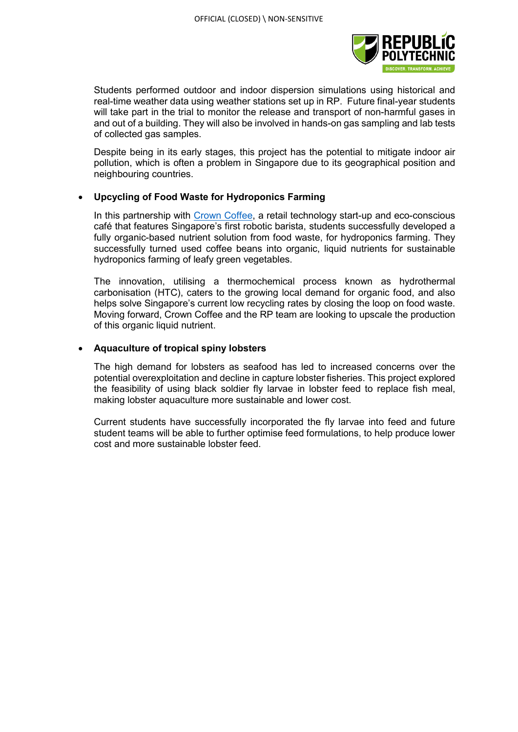Students performed outdoor and indoor dispersion simulations using historical and real-time weather data using weather stations set up in RP. Future final-year students will take part in the trial to monitor the release and transport of non-harmful gases in and out of a building. They will also be involved in hands-on gas sampling and lab tests of collected gas samples.

Despite being in its early stages, this project has the potential to mitigate indoor air pollution, which is often a problem in Singapore due to its geographical position and neighbouring countries.

- **Upcycling of Food Waste for Hydroponics Farming**

  In this partnership with Crown Coffee, a retail technology start-up and eco-conscious café that features Singapore's first robotic barista, students successfully developed a fully organic-based nutrient solution from food waste, for hydroponics farming. They successfully turned used coffee beans into organic, liquid nutrients for sustainable hydroponics farming of leafy green vegetables.

  The innovation, utilising a thermochemical process known as hydrothermal carbonisation (HTC), caters to the growing local demand for organic food, and also helps solve Singapore's current low recycling rates by closing the loop on food waste. Moving forward, Crown Coffee and the RP team are looking to upscale the production of this organic liquid nutrient.

- **Aquaculture of tropical spiny lobsters**

  The high demand for lobsters as seafood has led to increased concerns over the potential overexploitation and decline in capture lobster fisheries. This project explored the feasibility of using black soldier fly larvae in lobster feed to replace fish meal, making lobster aquaculture more sustainable and lower cost.

  Current students have successfully incorporated the fly larvae into feed and future student teams will be able to further optimise feed formulations, to help produce lower cost and more sustainable lobster feed.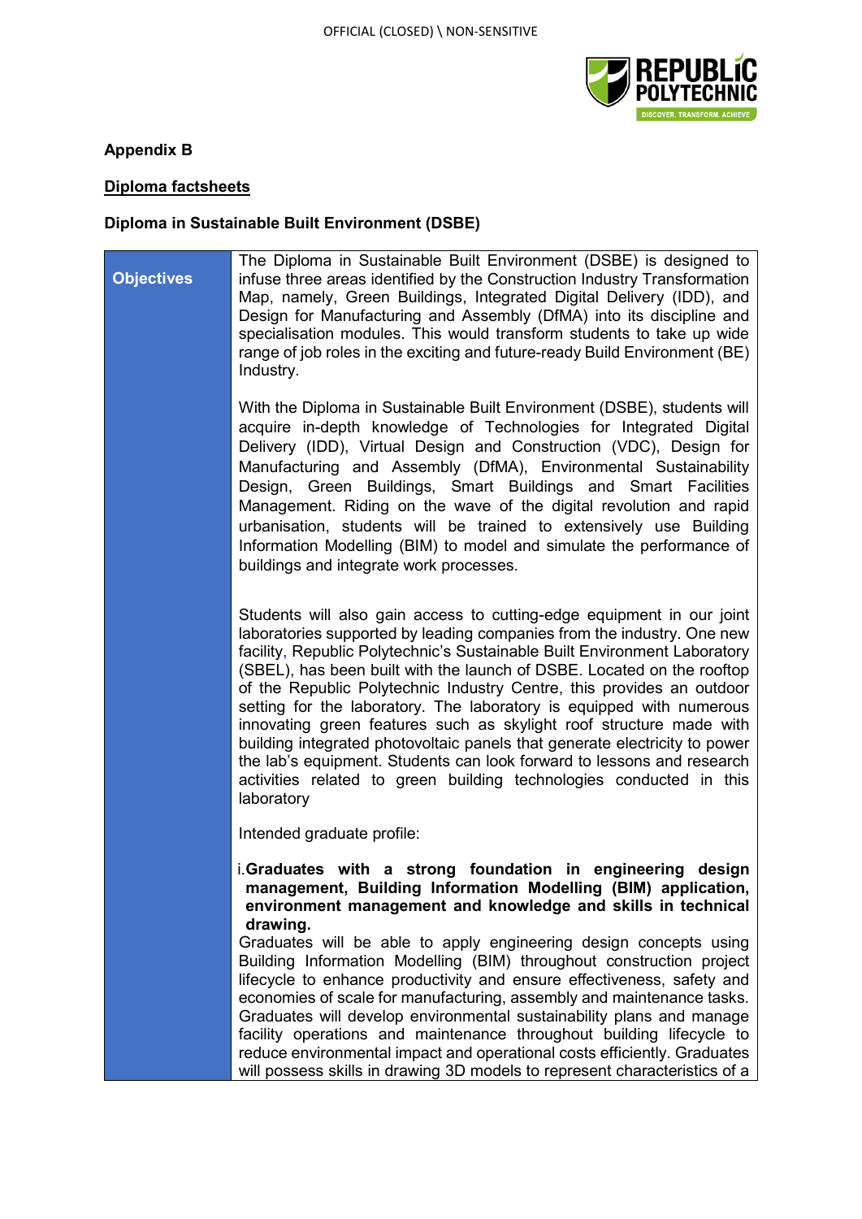**Appendix B**

**Diploma factsheets**

**Diploma in Sustainable Built Environment (DSBE)**

| **Objectives** | The Diploma in Sustainable Built Environment (DSBE) is designed to infuse three areas identified by the Construction Industry Transformation Map, namely, Green Buildings, Integrated Digital Delivery (IDD), and Design for Manufacturing and Assembly (DfMA) into its discipline and specialisation modules. This would transform students to take up wide range of job roles in the exciting and future-ready Build Environment (BE) Industry.<br><br>With the Diploma in Sustainable Built Environment (DSBE), students will acquire in-depth knowledge of Technologies for Integrated Digital Delivery (IDD), Virtual Design and Construction (VDC), Design for Manufacturing and Assembly (DfMA), Environmental Sustainability Design, Green Buildings, Smart Buildings and Smart Facilities Management. Riding on the wave of the digital revolution and rapid urbanisation, students will be trained to extensively use Building Information Modelling (BIM) to model and simulate the performance of buildings and integrate work processes.<br><br>Students will also gain access to cutting-edge equipment in our joint laboratories supported by leading companies from the industry. One new facility, Republic Polytechnic's Sustainable Built Environment Laboratory (SBEL), has been built with the launch of DSBE. Located on the rooftop of the Republic Polytechnic Industry Centre, this provides an outdoor setting for the laboratory. The laboratory is equipped with numerous innovating green features such as skylight roof structure made with building integrated photovoltaic panels that generate electricity to power the lab's equipment. Students can look forward to lessons and research activities related to green building technologies conducted in this laboratory<br><br>Intended graduate profile:<br><br>i. **Graduates with a strong foundation in engineering design management, Building Information Modelling (BIM) application, environment management and knowledge and skills in technical drawing.**<br>Graduates will be able to apply engineering design concepts using Building Information Modelling (BIM) throughout construction project lifecycle to enhance productivity and ensure effectiveness, safety and economies of scale for manufacturing, assembly and maintenance tasks. Graduates will develop environmental sustainability plans and manage facility operations and maintenance throughout building lifecycle to reduce environmental impact and operational costs efficiently. Graduates will possess skills in drawing 3D models to represent characteristics of a |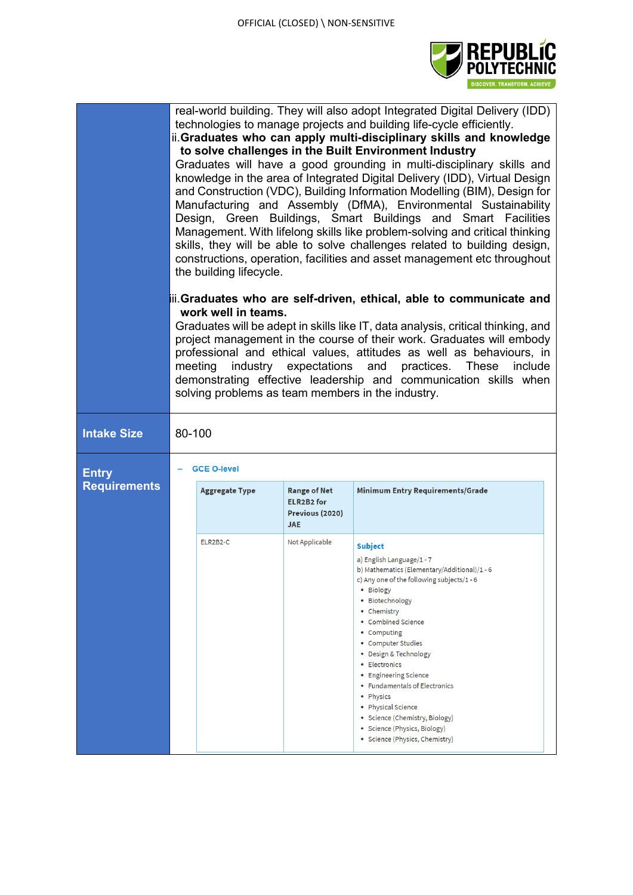| | |
|---|---|
| | real-world building. They will also adopt Integrated Digital Delivery (IDD) technologies to manage projects and building life-cycle efficiently.<br>ii. **Graduates who can apply multi-disciplinary skills and knowledge to solve challenges in the Built Environment Industry**<br>Graduates will have a good grounding in multi-disciplinary skills and knowledge in the area of Integrated Digital Delivery (IDD), Virtual Design and Construction (VDC), Building Information Modelling (BIM), Design for Manufacturing and Assembly (DfMA), Environmental Sustainability Design, Green Buildings, Smart Buildings and Smart Facilities Management. With lifelong skills like problem-solving and critical thinking skills, they will be able to solve challenges related to building design, constructions, operation, facilities and asset management etc throughout the building lifecycle.<br><br>iii. **Graduates who are self-driven, ethical, able to communicate and work well in teams.**<br>Graduates will be adept in skills like IT, data analysis, critical thinking, and project management in the course of their work. Graduates will embody professional and ethical values, attitudes as well as behaviours, in meeting industry expectations and practices. These include demonstrating effective leadership and communication skills when solving problems as team members in the industry. |
| **Intake Size** | 80-100 |
| **Entry Requirements** | – **GCE O-level** |

| Aggregate Type | Range of Net ELR2B2 for Previous (2020) JAE | Minimum Entry Requirements/Grade |
|---|---|---|
| ELR2B2-C | Not Applicable | **Subject**<br>a) English Language/1 - 7<br>b) Mathematics (Elementary/Additional)/1 - 6<br>c) Any one of the following subjects/1 - 6<br>• Biology<br>• Biotechnology<br>• Chemistry<br>• Combined Science<br>• Computing<br>• Computer Studies<br>• Design & Technology<br>• Electronics<br>• Engineering Science<br>• Fundamentals of Electronics<br>• Physics<br>• Physical Science<br>• Science (Chemistry, Biology)<br>• Science (Physics, Biology)<br>• Science (Physics, Chemistry) |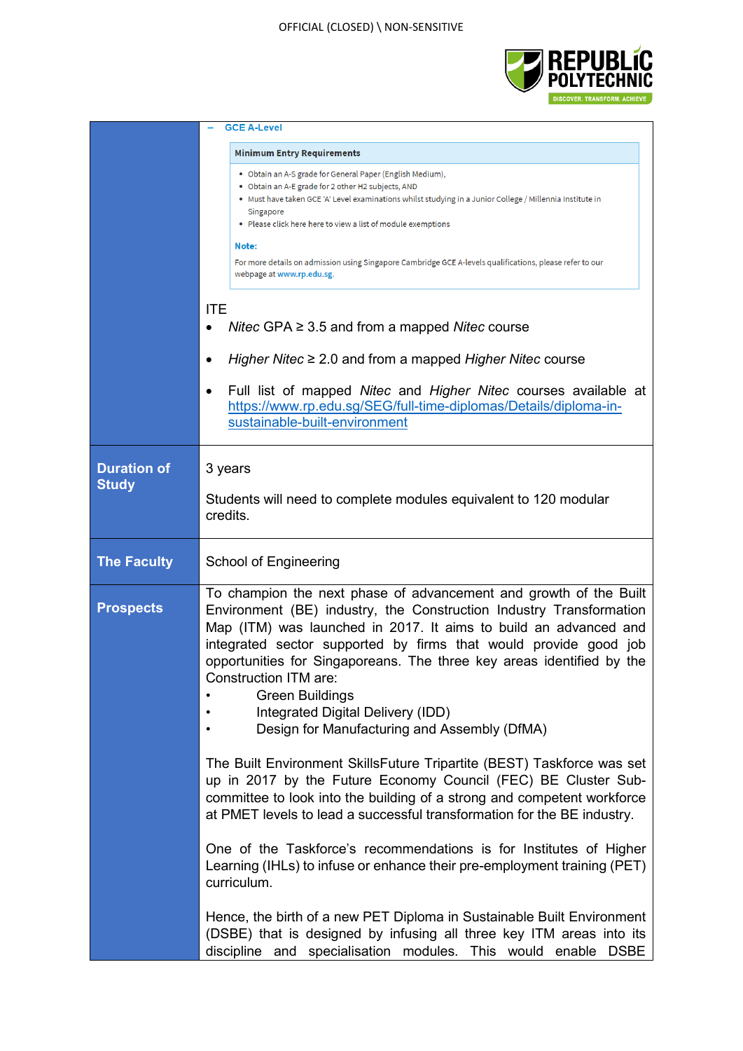| | |
|---|---|
| | – GCE A-Level<br><br>**Minimum Entry Requirements**<br>• Obtain an A-S grade for General Paper (English Medium),<br>• Obtain an A-E grade for 2 other H2 subjects, AND<br>• Must have taken GCE 'A' Level examinations whilst studying in a Junior College / Millennia Institute in Singapore<br>• Please click here here to view a list of module exemptions<br><br>**Note:**<br>For more details on admission using Singapore Cambridge GCE A-levels qualifications, please refer to our webpage at www.rp.edu.sg.<br><br>ITE<br>• *Nitec* GPA ≥ 3.5 and from a mapped *Nitec* course<br>• *Higher Nitec* ≥ 2.0 and from a mapped *Higher Nitec* course<br>• Full list of mapped *Nitec* and *Higher Nitec* courses available at https://www.rp.edu.sg/SEG/full-time-diplomas/Details/diploma-in-sustainable-built-environment |
| **Duration of Study** | 3 years<br><br>Students will need to complete modules equivalent to 120 modular credits. |
| **The Faculty** | School of Engineering |
| **Prospects** | To champion the next phase of advancement and growth of the Built Environment (BE) industry, the Construction Industry Transformation Map (ITM) was launched in 2017. It aims to build an advanced and integrated sector supported by firms that would provide good job opportunities for Singaporeans. The three key areas identified by the Construction ITM are:<br>• Green Buildings<br>• Integrated Digital Delivery (IDD)<br>• Design for Manufacturing and Assembly (DfMA)<br><br>The Built Environment SkillsFuture Tripartite (BEST) Taskforce was set up in 2017 by the Future Economy Council (FEC) BE Cluster Sub-committee to look into the building of a strong and competent workforce at PMET levels to lead a successful transformation for the BE industry.<br><br>One of the Taskforce's recommendations is for Institutes of Higher Learning (IHLs) to infuse or enhance their pre-employment training (PET) curriculum.<br><br>Hence, the birth of a new PET Diploma in Sustainable Built Environment (DSBE) that is designed by infusing all three key ITM areas into its discipline and specialisation modules. This would enable DSBE |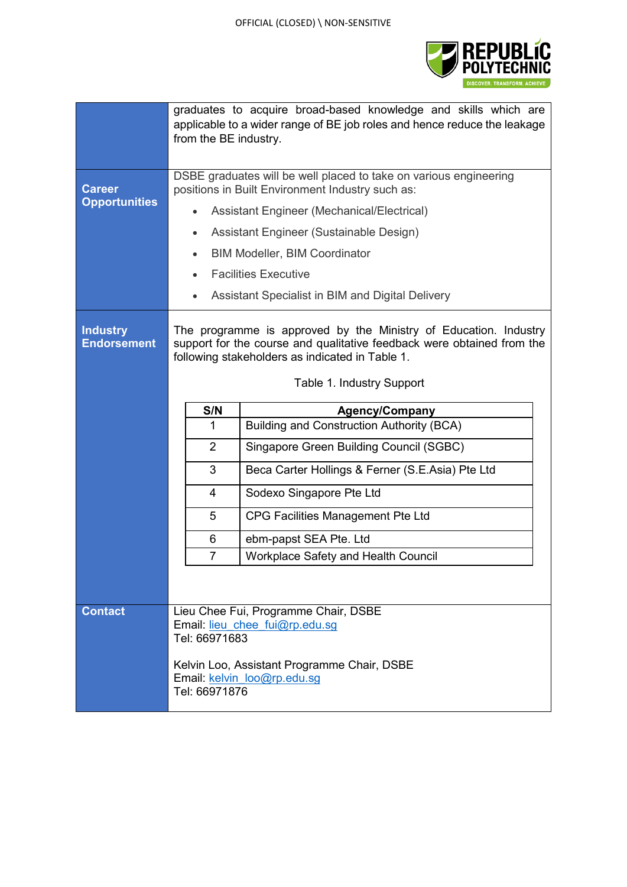| | |
|---|---|
| | graduates to acquire broad-based knowledge and skills which are applicable to a wider range of BE job roles and hence reduce the leakage from the BE industry. |
| **Career Opportunities** | DSBE graduates will be well placed to take on various engineering positions in Built Environment Industry such as:<br>• Assistant Engineer (Mechanical/Electrical)<br>• Assistant Engineer (Sustainable Design)<br>• BIM Modeller, BIM Coordinator<br>• Facilities Executive<br>• Assistant Specialist in BIM and Digital Delivery |
| **Industry Endorsement** | The programme is approved by the Ministry of Education. Industry support for the course and qualitative feedback were obtained from the following stakeholders as indicated in Table 1. |
| **Contact** | Lieu Chee Fui, Programme Chair, DSBE<br>Email: lieu_chee_fui@rp.edu.sg<br>Tel: 66971683<br><br>Kelvin Loo, Assistant Programme Chair, DSBE<br>Email: kelvin_loo@rp.edu.sg<br>Tel: 66971876 |

Table 1. Industry Support

| S/N | Agency/Company |
|---|---|
| 1 | Building and Construction Authority (BCA) |
| 2 | Singapore Green Building Council (SGBC) |
| 3 | Beca Carter Hollings & Ferner (S.E.Asia) Pte Ltd |
| 4 | Sodexo Singapore Pte Ltd |
| 5 | CPG Facilities Management Pte Ltd |
| 6 | ebm-papst SEA Pte. Ltd |
| 7 | Workplace Safety and Health Council |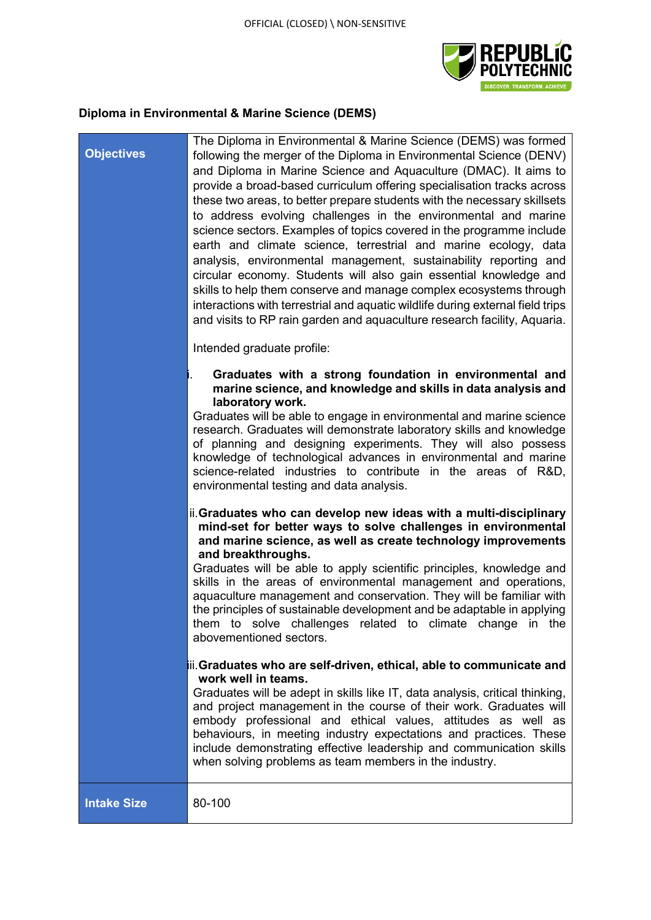## Diploma in Environmental & Marine Science (DEMS)

| | |
|---|---|
| **Objectives** | The Diploma in Environmental & Marine Science (DEMS) was formed following the merger of the Diploma in Environmental Science (DENV) and Diploma in Marine Science and Aquaculture (DMAC). It aims to provide a broad-based curriculum offering specialisation tracks across these two areas, to better prepare students with the necessary skillsets to address evolving challenges in the environmental and marine science sectors. Examples of topics covered in the programme include earth and climate science, terrestrial and marine ecology, data analysis, environmental management, sustainability reporting and circular economy. Students will also gain essential knowledge and skills to help them conserve and manage complex ecosystems through interactions with terrestrial and aquatic wildlife during external field trips and visits to RP rain garden and aquaculture research facility, Aquaria.<br><br>Intended graduate profile:<br><br>i. **Graduates with a strong foundation in environmental and marine science, and knowledge and skills in data analysis and laboratory work.**<br>Graduates will be able to engage in environmental and marine science research. Graduates will demonstrate laboratory skills and knowledge of planning and designing experiments. They will also possess knowledge of technological advances in environmental and marine science-related industries to contribute in the areas of R&D, environmental testing and data analysis.<br><br>ii. **Graduates who can develop new ideas with a multi-disciplinary mind-set for better ways to solve challenges in environmental and marine science, as well as create technology improvements and breakthroughs.**<br>Graduates will be able to apply scientific principles, knowledge and skills in the areas of environmental management and operations, aquaculture management and conservation. They will be familiar with the principles of sustainable development and be adaptable in applying them to solve challenges related to climate change in the abovementioned sectors.<br><br>iii. **Graduates who are self-driven, ethical, able to communicate and work well in teams.**<br>Graduates will be adept in skills like IT, data analysis, critical thinking, and project management in the course of their work. Graduates will embody professional and ethical values, attitudes as well as behaviours, in meeting industry expectations and practices. These include demonstrating effective leadership and communication skills when solving problems as team members in the industry. |
| **Intake Size** | 80-100 |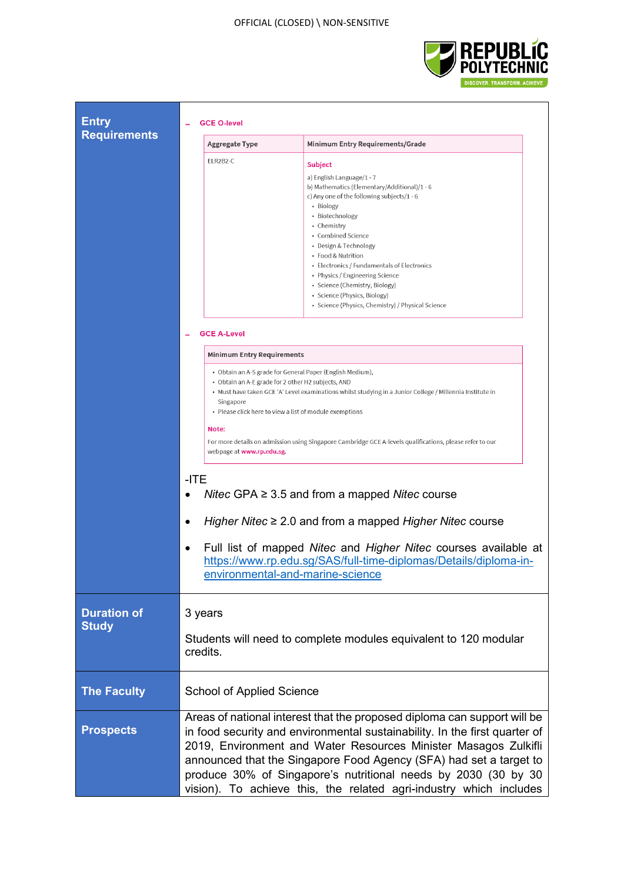| | |
|---|---|
| **Entry Requirements** | – **GCE O-level** |

| Aggregate Type | Minimum Entry Requirements/Grade |
|---|---|
| ELR2B2-C | **Subject**<br>a) English Language/1 - 7<br>b) Mathematics (Elementary/Additional)/1 - 6<br>c) Any one of the following subjects/1 - 6<br>• Biology<br>• Biotechnology<br>• Chemistry<br>• Combined Science<br>• Design & Technology<br>• Food & Nutrition<br>• Electronics / Fundamentals of Electronics<br>• Physics / Engineering Science<br>• Science (Chemistry, Biology)<br>• Science (Physics, Biology)<br>• Science (Physics, Chemistry) / Physical Science |

– **GCE A-Level**

| Minimum Entry Requirements |
|---|
| • Obtain an A-S grade for General Paper (English Medium),<br>• Obtain an A-E grade for 2 other H2 subjects, AND<br>• Must have taken GCE 'A' Level examinations whilst studying in a Junior College / Millennia Institute in Singapore<br>• Please click here to view a list of module exemptions<br><br>**Note:**<br>For more details on admission using Singapore Cambridge GCE A-levels qualifications, please refer to our webpage at **www.rp.edu.sg**. |

-ITE

- *Nitec* GPA ≥ 3.5 and from a mapped *Nitec* course
- *Higher Nitec* ≥ 2.0 and from a mapped *Higher Nitec* course
- Full list of mapped *Nitec* and *Higher Nitec* courses available at https://www.rp.edu.sg/SAS/full-time-diplomas/Details/diploma-in-environmental-and-marine-science

| | |
|---|---|
| **Duration of Study** | 3 years<br><br>Students will need to complete modules equivalent to 120 modular credits. |
| **The Faculty** | School of Applied Science |
| **Prospects** | Areas of national interest that the proposed diploma can support will be in food security and environmental sustainability. In the first quarter of 2019, Environment and Water Resources Minister Masagos Zulkifli announced that the Singapore Food Agency (SFA) had set a target to produce 30% of Singapore's nutritional needs by 2030 (30 by 30 vision). To achieve this, the related agri-industry which includes |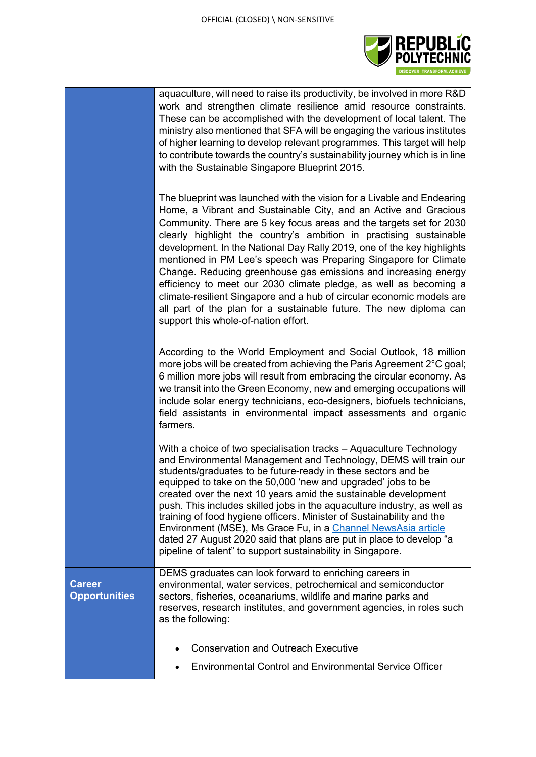| | |
|---|---|
| | aquaculture, will need to raise its productivity, be involved in more R&D work and strengthen climate resilience amid resource constraints. These can be accomplished with the development of local talent. The ministry also mentioned that SFA will be engaging the various institutes of higher learning to develop relevant programmes. This target will help to contribute towards the country's sustainability journey which is in line with the Sustainable Singapore Blueprint 2015.<br><br>The blueprint was launched with the vision for a Livable and Endearing Home, a Vibrant and Sustainable City, and an Active and Gracious Community. There are 5 key focus areas and the targets set for 2030 clearly highlight the country's ambition in practising sustainable development. In the National Day Rally 2019, one of the key highlights mentioned in PM Lee's speech was Preparing Singapore for Climate Change. Reducing greenhouse gas emissions and increasing energy efficiency to meet our 2030 climate pledge, as well as becoming a climate-resilient Singapore and a hub of circular economic models are all part of the plan for a sustainable future. The new diploma can support this whole-of-nation effort.<br><br>According to the World Employment and Social Outlook, 18 million more jobs will be created from achieving the Paris Agreement 2°C goal; 6 million more jobs will result from embracing the circular economy. As we transit into the Green Economy, new and emerging occupations will include solar energy technicians, eco-designers, biofuels technicians, field assistants in environmental impact assessments and organic farmers.<br><br>With a choice of two specialisation tracks – Aquaculture Technology and Environmental Management and Technology, DEMS will train our students/graduates to be future-ready in these sectors and be equipped to take on the 50,000 'new and upgraded' jobs to be created over the next 10 years amid the sustainable development push. This includes skilled jobs in the aquaculture industry, as well as training of food hygiene officers. Minister of Sustainability and the Environment (MSE), Ms Grace Fu, in a Channel NewsAsia article dated 27 August 2020 said that plans are put in place to develop "a pipeline of talent" to support sustainability in Singapore. |
| **Career Opportunities** | DEMS graduates can look forward to enriching careers in environmental, water services, petrochemical and semiconductor sectors, fisheries, oceanariums, wildlife and marine parks and reserves, research institutes, and government agencies, in roles such as the following:<br><br>• Conservation and Outreach Executive<br>• Environmental Control and Environmental Service Officer |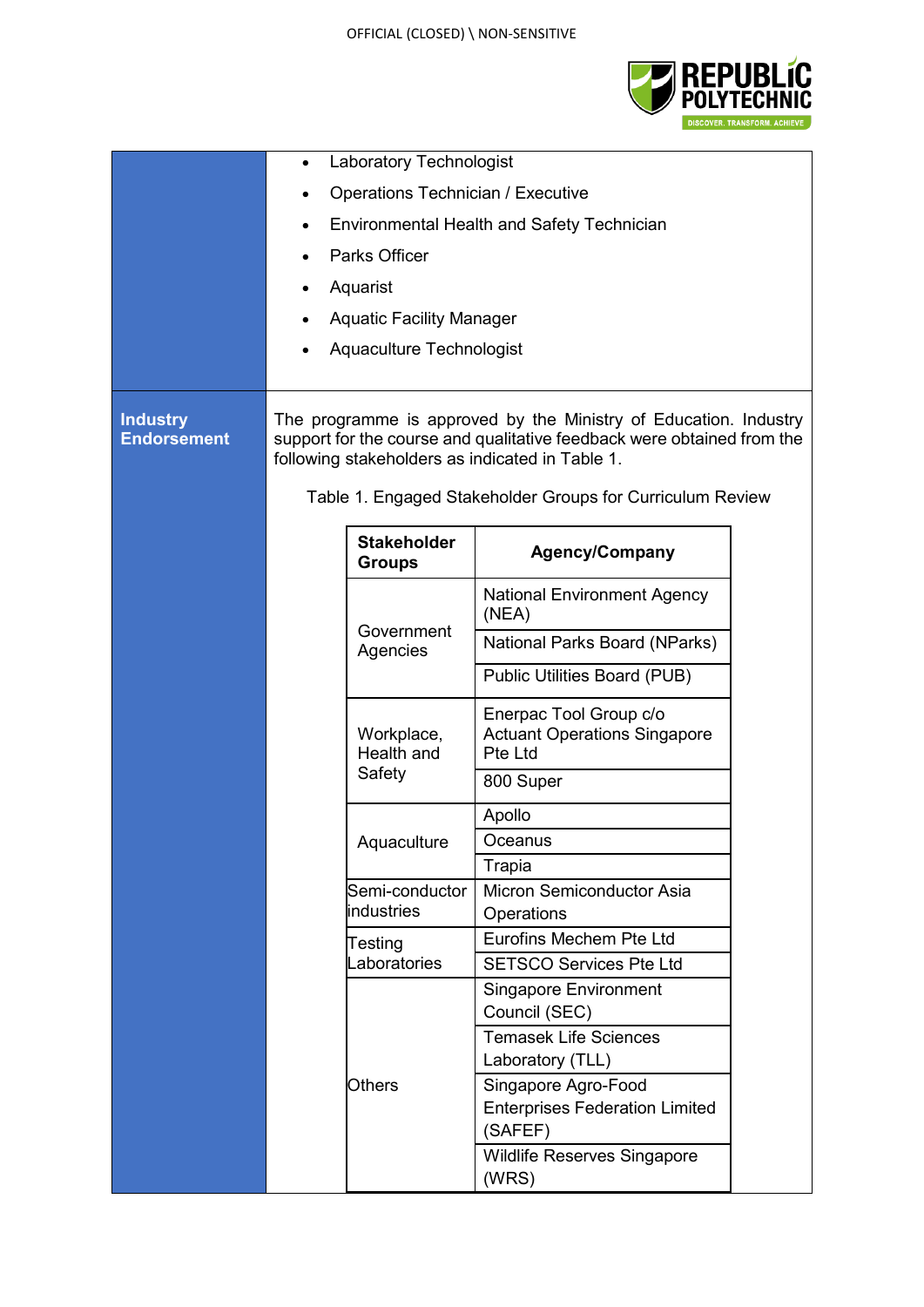- Laboratory Technologist
- Operations Technician / Executive
- Environmental Health and Safety Technician
- Parks Officer
- Aquarist
- Aquatic Facility Manager
- Aquaculture Technologist

**Industry Endorsement**

The programme is approved by the Ministry of Education. Industry support for the course and qualitative feedback were obtained from the following stakeholders as indicated in Table 1.

Table 1. Engaged Stakeholder Groups for Curriculum Review

| Stakeholder Groups | Agency/Company |
|---|---|
| Government Agencies | National Environment Agency (NEA) |
| | National Parks Board (NParks) |
| | Public Utilities Board (PUB) |
| Workplace, Health and Safety | Enerpac Tool Group c/o Actuant Operations Singapore Pte Ltd |
| | 800 Super |
| Aquaculture | Apollo |
| | Oceanus |
| | Trapia |
| Semi-conductor industries | Micron Semiconductor Asia Operations |
| Testing Laboratories | Eurofins Mechem Pte Ltd |
| | SETSCO Services Pte Ltd |
| Others | Singapore Environment Council (SEC) |
| | Temasek Life Sciences Laboratory (TLL) |
| | Singapore Agro-Food Enterprises Federation Limited (SAFEF) |
| | Wildlife Reserves Singapore (WRS) |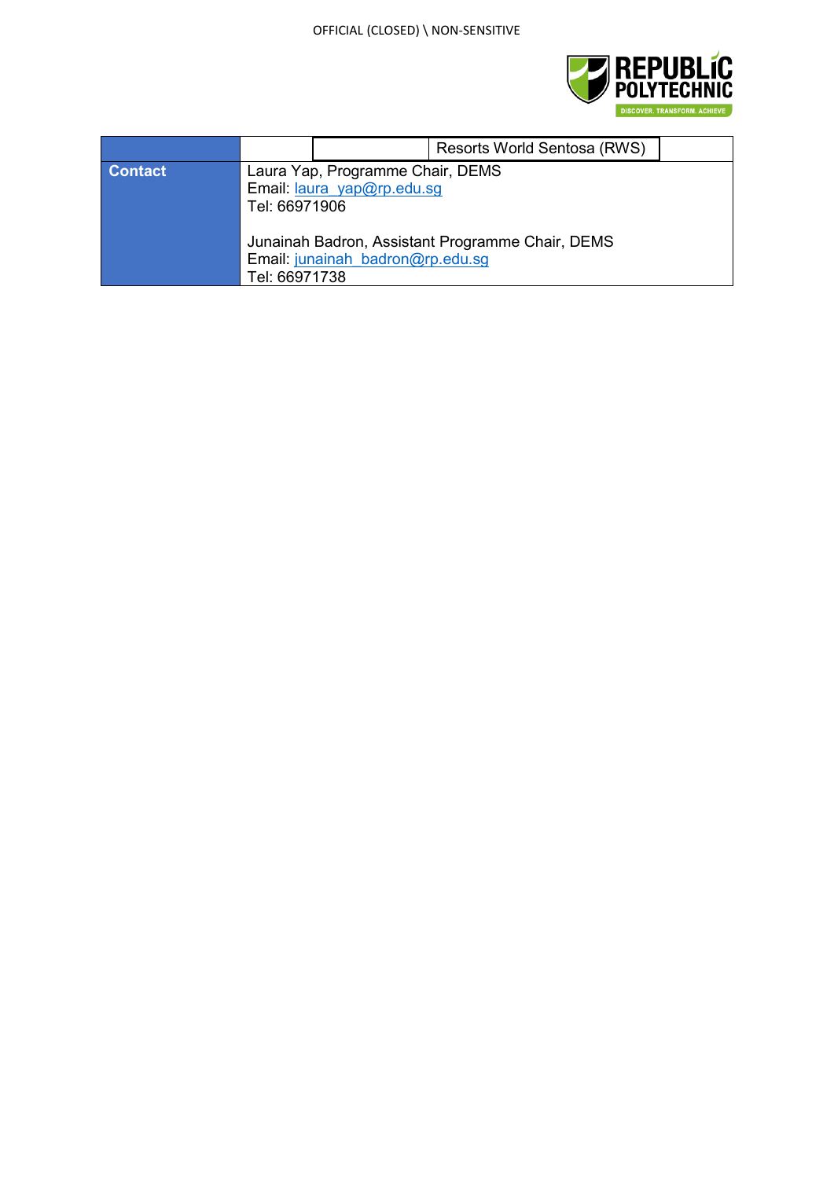| | |
|---|---|
| | Resorts World Sentosa (RWS) |
| **Contact** | Laura Yap, Programme Chair, DEMS<br>Email: laura_yap@rp.edu.sg<br>Tel: 66971906<br><br>Junainah Badron, Assistant Programme Chair, DEMS<br>Email: junainah_badron@rp.edu.sg<br>Tel: 66971738 |